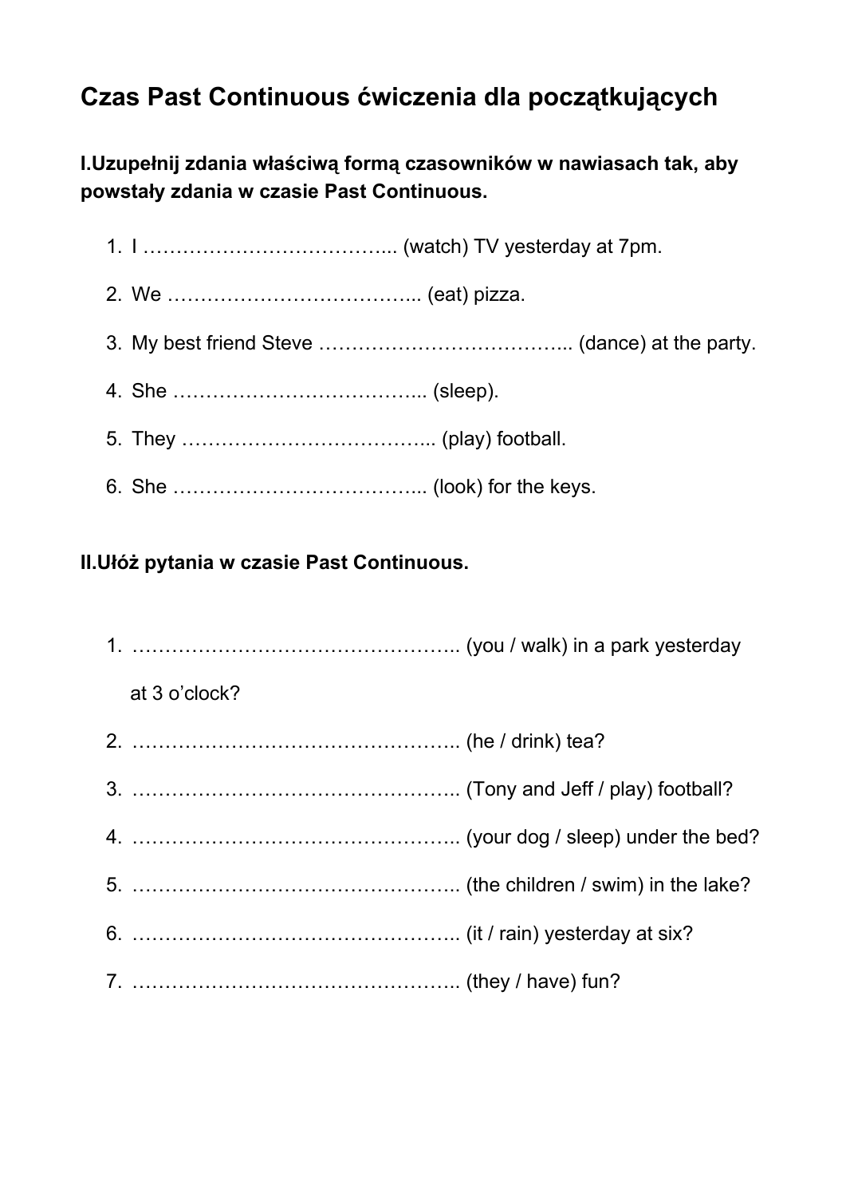# Czas Past Continuous ćwiczenia dla początkujących

**I.Uzupełnij zdania właściwą formą czasowników w nawiasach tak, aby powstały zdania w czasie Past Continuous.**

1. I ……………………………….. (watch) TV yesterday at 7pm.
2. We ……………………………….. (eat) pizza.
3. My best friend Steve ……………………………….. (dance) at the party.
4. She ……………………………….. (sleep).
5. They ……………………………….. (play) football.
6. She ……………………………….. (look) for the keys.

**II.Ułóż pytania w czasie Past Continuous.**

1. ………………………………………….. (you / walk) in a park yesterday at 3 o'clock?
2. ………………………………………….. (he / drink) tea?
3. ………………………………………….. (Tony and Jeff / play) football?
4. ………………………………………….. (your dog / sleep) under the bed?
5. ………………………………………….. (the children / swim) in the lake?
6. ………………………………………….. (it / rain) yesterday at six?
7. ………………………………………….. (they / have) fun?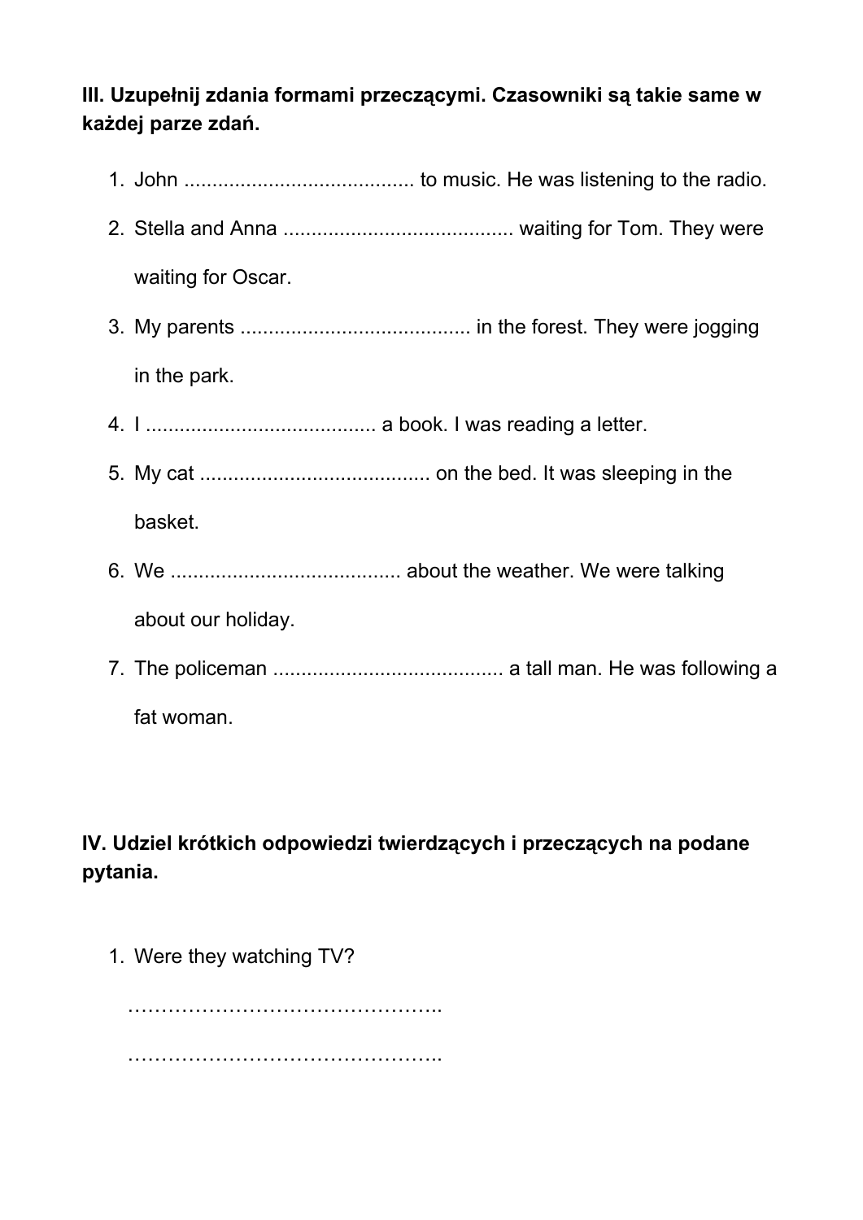**III. Uzupełnij zdania formami przeczącymi. Czasowniki są takie same w każdej parze zdań.**

1. John ......................................... to music. He was listening to the radio.
2. Stella and Anna ......................................... waiting for Tom. They were waiting for Oscar.
3. My parents ......................................... in the forest. They were jogging in the park.
4. I ......................................... a book. I was reading a letter.
5. My cat ......................................... on the bed. It was sleeping in the basket.
6. We ......................................... about the weather. We were talking about our holiday.
7. The policeman ......................................... a tall man. He was following a fat woman.

**IV. Udziel krótkich odpowiedzi twierdzących i przeczących na podane pytania.**

1. Were they watching TV?

   ………………………………………..

   ………………………………………..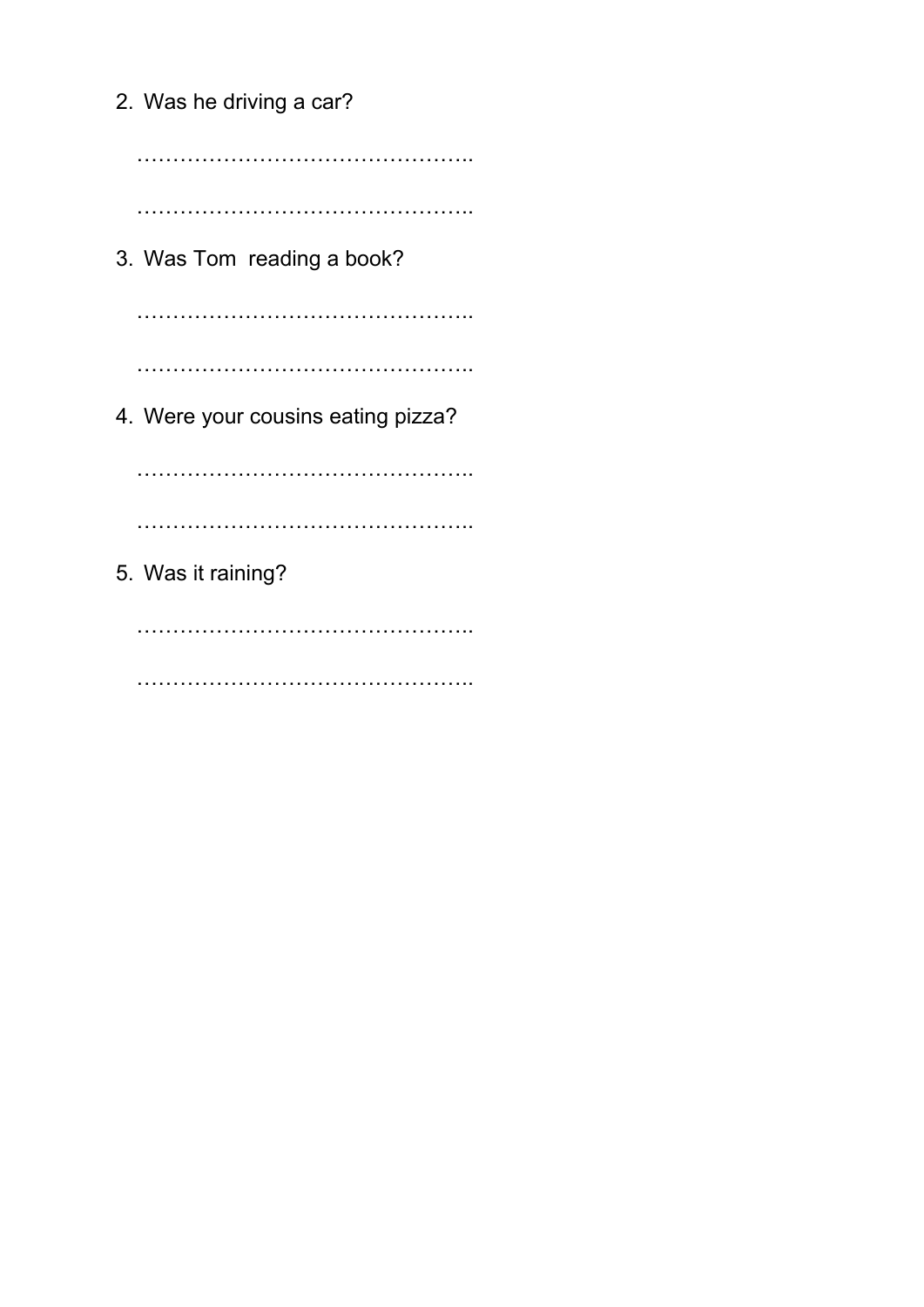2. Was he driving a car?

   ………………………………………..

   ………………………………………..

3. Was Tom  reading a book?

   ………………………………………..

   ………………………………………..

4. Were your cousins eating pizza?

   ………………………………………..

   ………………………………………..

5. Was it raining?

   ………………………………………..

   ………………………………………..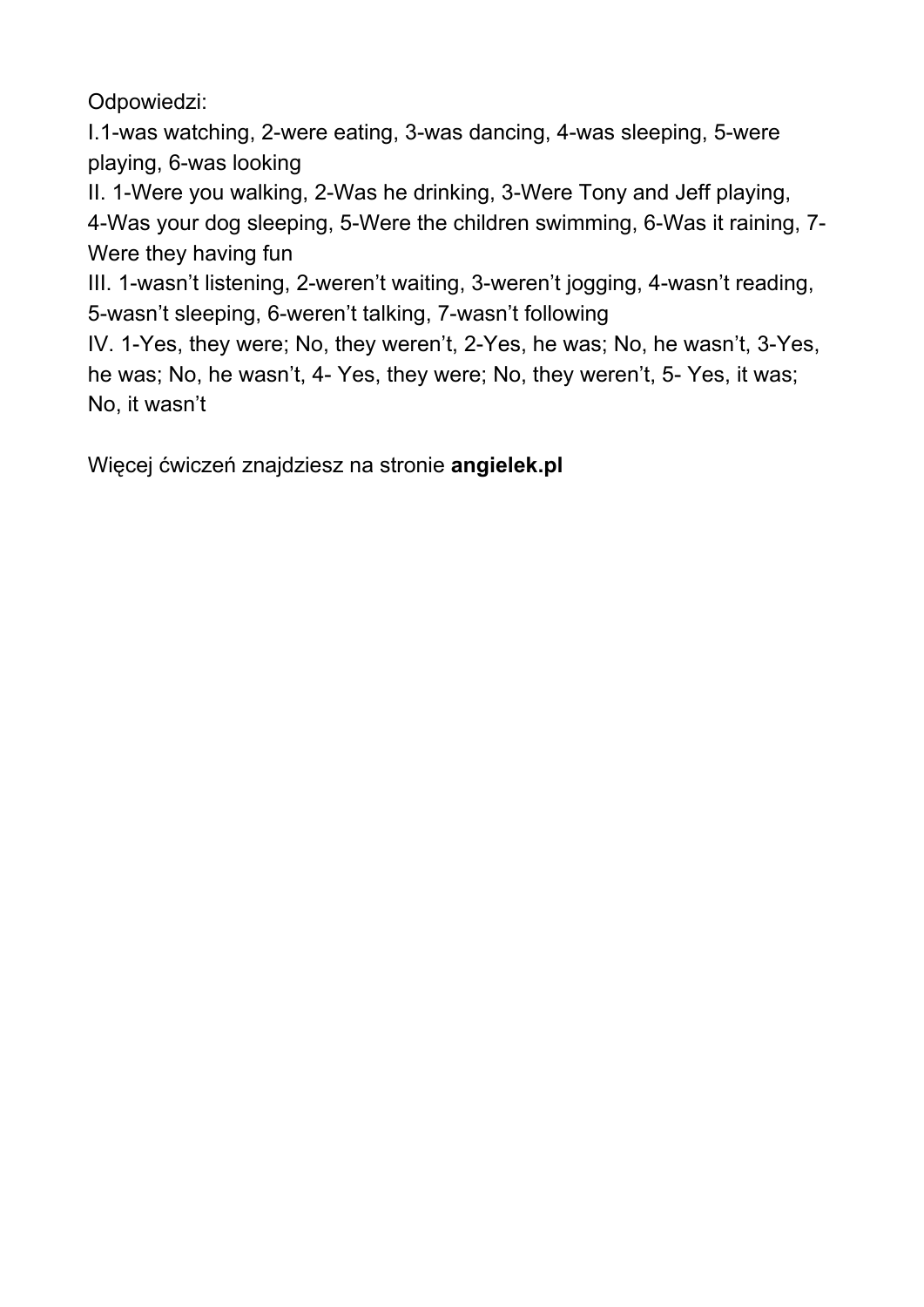Odpowiedzi:

I.1-was watching, 2-were eating, 3-was dancing, 4-was sleeping, 5-were playing, 6-was looking

II. 1-Were you walking, 2-Was he drinking, 3-Were Tony and Jeff playing, 4-Was your dog sleeping, 5-Were the children swimming, 6-Was it raining, 7-Were they having fun

III. 1-wasn't listening, 2-weren't waiting, 3-weren't jogging, 4-wasn't reading, 5-wasn't sleeping, 6-weren't talking, 7-wasn't following

IV. 1-Yes, they were; No, they weren't, 2-Yes, he was; No, he wasn't, 3-Yes, he was; No, he wasn't, 4- Yes, they were; No, they weren't, 5- Yes, it was; No, it wasn't

Więcej ćwiczeń znajdziesz na stronie **angielek.pl**